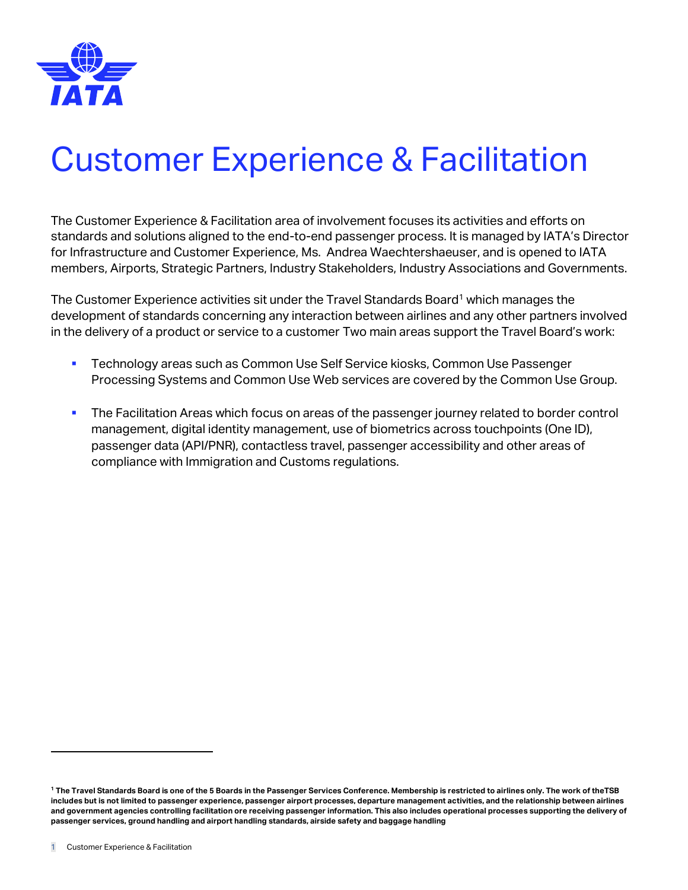# Customer Experience & Facilitation

The Customer Experience & Facilitation area of involvement focuses its activities and efforts on standards and solutions aligned to the end-to-end passenger process. It is managed by IATA's Director for Infrastructure and Customer Experience, Ms.  Andrea Waechtershaeuser, and is opened to IATA members, Airports, Strategic Partners, Industry Stakeholders, Industry Associations and Governments.

The Customer Experience activities sit under the Travel Standards Board[1] which manages the development of standards concerning any interaction between airlines and any other partners involved in the delivery of a product or service to a customer Two main areas support the Travel Board's work:

- Technology areas such as Common Use Self Service kiosks, Common Use Passenger Processing Systems and Common Use Web services are covered by the Common Use Group.
- The Facilitation Areas which focus on areas of the passenger journey related to border control management, digital identity management, use of biometrics across touchpoints (One ID), passenger data (API/PNR), contactless travel, passenger accessibility and other areas of compliance with Immigration and Customs regulations.

---

**[1] The Travel Standards Board is one of the 5 Boards in the Passenger Services Conference. Membership is restricted to airlines only. The work of theTSB includes but is not limited to passenger experience, passenger airport processes, departure management activities, and the relationship between airlines and government agencies controlling facilitation ore receiving passenger information. This also includes operational processes supporting the delivery of passenger services, ground handling and airport handling standards, airside safety and baggage handling**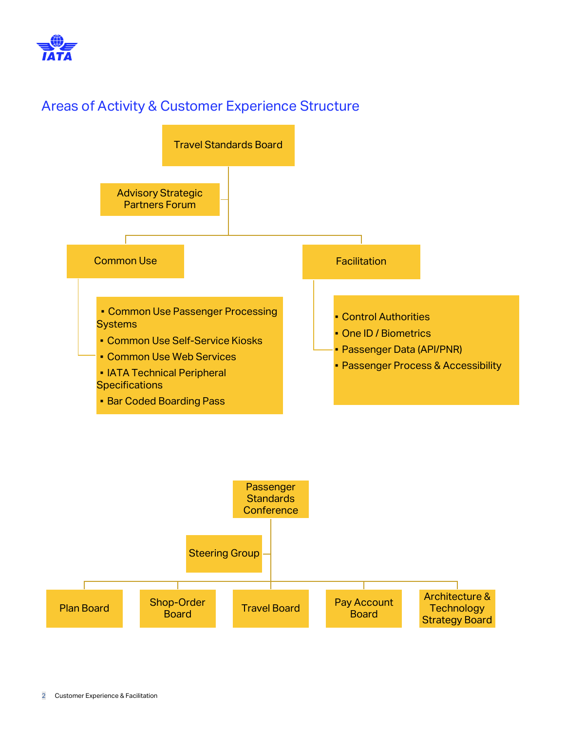## Areas of Activity & Customer Experience Structure

- Travel Standards Board
  - Advisory Strategic Partners Forum
  - Common Use
    - Common Use Passenger Processing Systems
    - Common Use Self-Service Kiosks
    - Common Use Web Services
    - IATA Technical Peripheral Specifications
    - Bar Coded Boarding Pass
  - Facilitation
    - Control Authorities
    - One ID / Biometrics
    - Passenger Data (API/PNR)
    - Passenger Process & Accessibility

- Passenger Standards Conference
  - Steering Group
  - Plan Board
  - Shop-Order Board
  - Travel Board
  - Pay Account Board
  - Architecture & Technology Strategy Board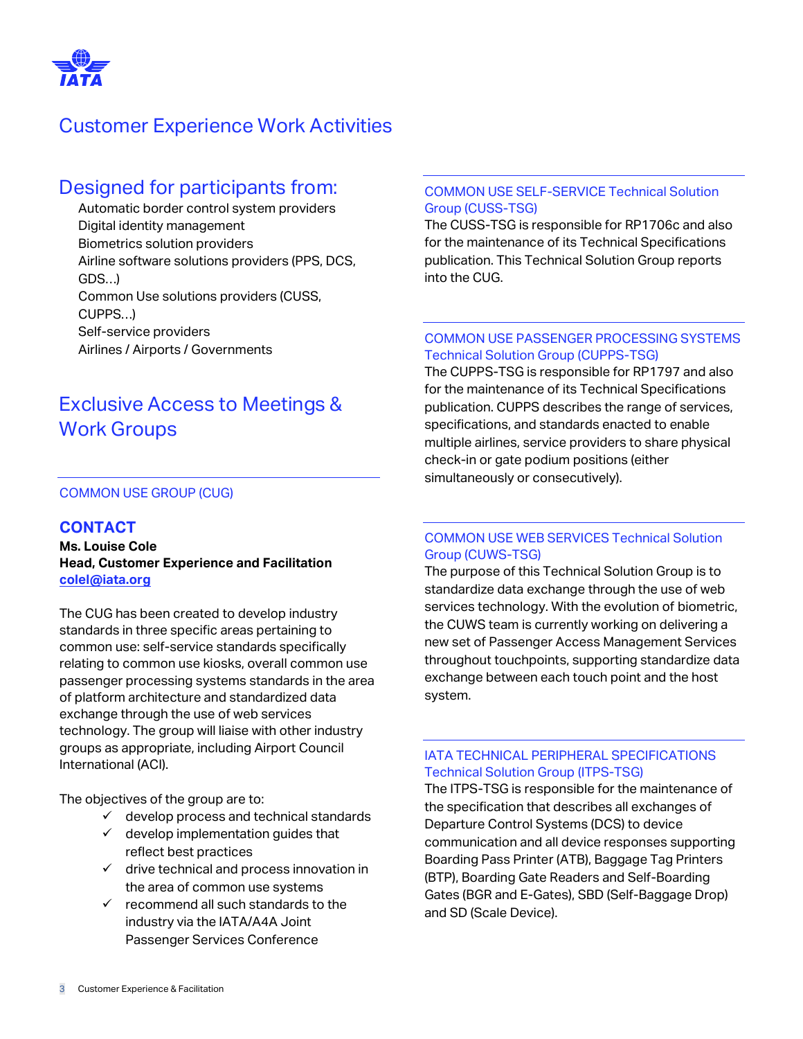# Customer Experience Work Activities

## Designed for participants from:

- Automatic border control system providers
- Digital identity management
- Biometrics solution providers
- Airline software solutions providers (PPS, DCS, GDS…)
- Common Use solutions providers (CUSS, CUPPS…)
- Self-service providers
- Airlines / Airports / Governments

## Exclusive Access to Meetings & Work Groups

### COMMON USE GROUP (CUG)

**CONTACT**
**Ms. Louise Cole**
**Head, Customer Experience and Facilitation**
**colel@iata.org**

The CUG has been created to develop industry standards in three specific areas pertaining to common use: self-service standards specifically relating to common use kiosks, overall common use passenger processing systems standards in the area of platform architecture and standardized data exchange through the use of web services technology. The group will liaise with other industry groups as appropriate, including Airport Council International (ACI).

The objectives of the group are to:

- ✓ develop process and technical standards
- ✓ develop implementation guides that reflect best practices
- ✓ drive technical and process innovation in the area of common use systems
- ✓ recommend all such standards to the industry via the IATA/A4A Joint Passenger Services Conference

### COMMON USE SELF-SERVICE Technical Solution Group (CUSS-TSG)

The CUSS-TSG is responsible for RP1706c and also for the maintenance of its Technical Specifications publication. This Technical Solution Group reports into the CUG.

### COMMON USE PASSENGER PROCESSING SYSTEMS Technical Solution Group (CUPPS-TSG)

The CUPPS-TSG is responsible for RP1797 and also for the maintenance of its Technical Specifications publication. CUPPS describes the range of services, specifications, and standards enacted to enable multiple airlines, service providers to share physical check-in or gate podium positions (either simultaneously or consecutively).

### COMMON USE WEB SERVICES Technical Solution Group (CUWS-TSG)

The purpose of this Technical Solution Group is to standardize data exchange through the use of web services technology. With the evolution of biometric, the CUWS team is currently working on delivering a new set of Passenger Access Management Services throughout touchpoints, supporting standardize data exchange between each touch point and the host system.

### IATA TECHNICAL PERIPHERAL SPECIFICATIONS Technical Solution Group (ITPS-TSG)

The ITPS-TSG is responsible for the maintenance of the specification that describes all exchanges of Departure Control Systems (DCS) to device communication and all device responses supporting Boarding Pass Printer (ATB), Baggage Tag Printers (BTP), Boarding Gate Readers and Self-Boarding Gates (BGR and E-Gates), SBD (Self-Baggage Drop) and SD (Scale Device).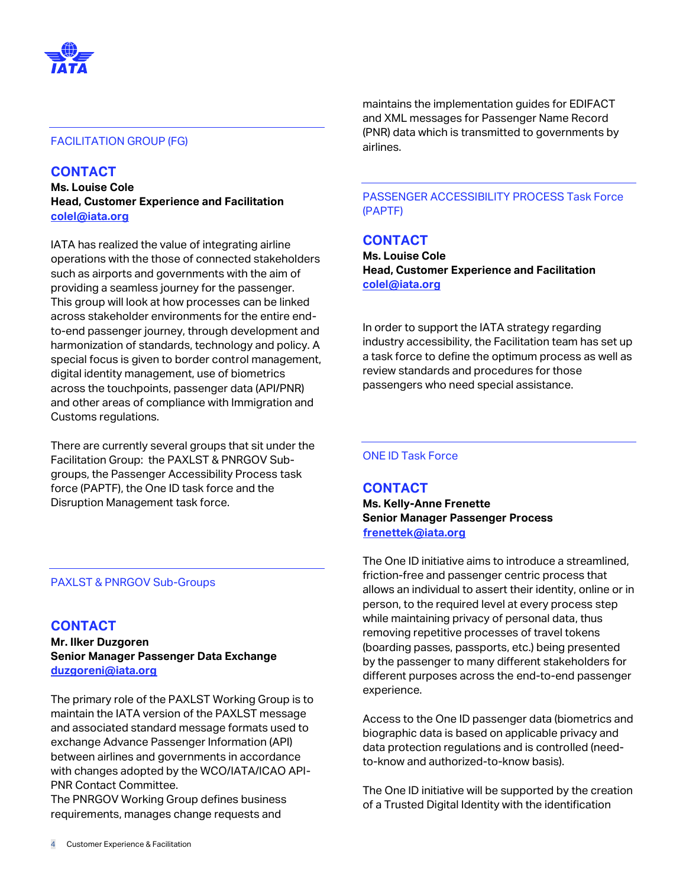## FACILITATION GROUP (FG)

### CONTACT

**Ms. Louise Cole**
**Head, Customer Experience and Facilitation**
**colel@iata.org**

IATA has realized the value of integrating airline operations with the those of connected stakeholders such as airports and governments with the aim of providing a seamless journey for the passenger. This group will look at how processes can be linked across stakeholder environments for the entire end-to-end passenger journey, through development and harmonization of standards, technology and policy. A special focus is given to border control management, digital identity management, use of biometrics across the touchpoints, passenger data (API/PNR) and other areas of compliance with Immigration and Customs regulations.

There are currently several groups that sit under the Facilitation Group: the PAXLST & PNRGOV Sub-groups, the Passenger Accessibility Process task force (PAPTF), the One ID task force and the Disruption Management task force.

## PAXLST & PNRGOV Sub-Groups

### CONTACT

**Mr. Ilker Duzgoren**
**Senior Manager Passenger Data Exchange**
**duzgoreni@iata.org**

The primary role of the PAXLST Working Group is to maintain the IATA version of the PAXLST message and associated standard message formats used to exchange Advance Passenger Information (API) between airlines and governments in accordance with changes adopted by the WCO/IATA/ICAO API-PNR Contact Committee.
The PNRGOV Working Group defines business requirements, manages change requests and maintains the implementation guides for EDIFACT and XML messages for Passenger Name Record (PNR) data which is transmitted to governments by airlines.

## PASSENGER ACCESSIBILITY PROCESS Task Force (PAPTF)

### CONTACT

**Ms. Louise Cole**
**Head, Customer Experience and Facilitation**
**colel@iata.org**

In order to support the IATA strategy regarding industry accessibility, the Facilitation team has set up a task force to define the optimum process as well as review standards and procedures for those passengers who need special assistance.

## ONE ID Task Force

### CONTACT

**Ms. Kelly-Anne Frenette**
**Senior Manager Passenger Process**
**frenettek@iata.org**

The One ID initiative aims to introduce a streamlined, friction-free and passenger centric process that allows an individual to assert their identity, online or in person, to the required level at every process step while maintaining privacy of personal data, thus removing repetitive processes of travel tokens (boarding passes, passports, etc.) being presented by the passenger to many different stakeholders for different purposes across the end-to-end passenger experience.

Access to the One ID passenger data (biometrics and biographic data is based on applicable privacy and data protection regulations and is controlled (need-to-know and authorized-to-know basis).

The One ID initiative will be supported by the creation of a Trusted Digital Identity with the identification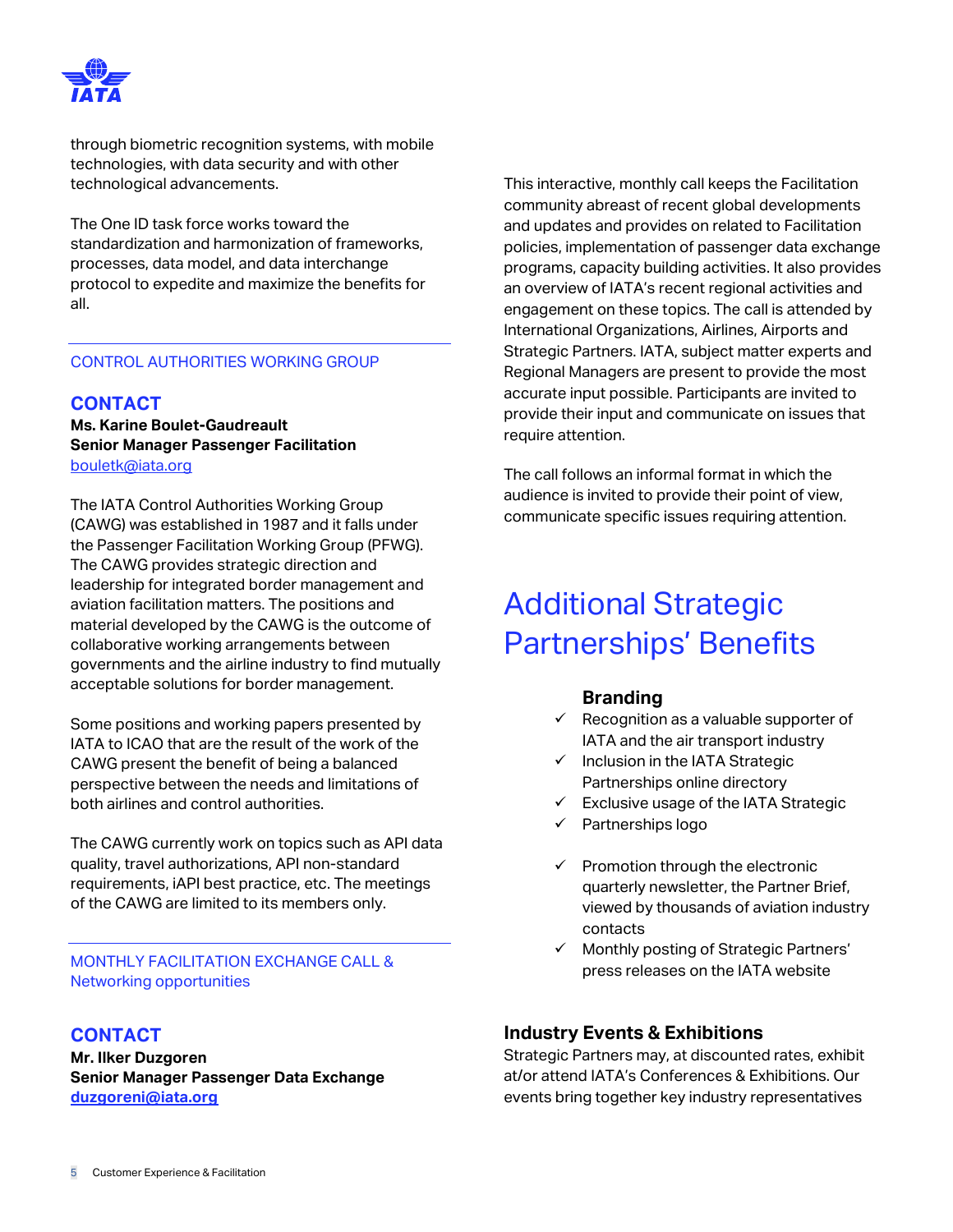through biometric recognition systems, with mobile technologies, with data security and with other technological advancements.

The One ID task force works toward the standardization and harmonization of frameworks, processes, data model, and data interchange protocol to expedite and maximize the benefits for all.

---

CONTROL AUTHORITIES WORKING GROUP

## CONTACT

**Ms. Karine Boulet-Gaudreault**
**Senior Manager Passenger Facilitation**
bouletk@iata.org

The IATA Control Authorities Working Group (CAWG) was established in 1987 and it falls under the Passenger Facilitation Working Group (PFWG). The CAWG provides strategic direction and leadership for integrated border management and aviation facilitation matters. The positions and material developed by the CAWG is the outcome of collaborative working arrangements between governments and the airline industry to find mutually acceptable solutions for border management.

Some positions and working papers presented by IATA to ICAO that are the result of the work of the CAWG present the benefit of being a balanced perspective between the needs and limitations of both airlines and control authorities.

The CAWG currently work on topics such as API data quality, travel authorizations, API non-standard requirements, iAPI best practice, etc. The meetings of the CAWG are limited to its members only.

---

MONTHLY FACILITATION EXCHANGE CALL & Networking opportunities

## CONTACT

**Mr. Ilker Duzgoren**
**Senior Manager Passenger Data Exchange**
**duzgoreni@iata.org**

This interactive, monthly call keeps the Facilitation community abreast of recent global developments and updates and provides on related to Facilitation policies, implementation of passenger data exchange programs, capacity building activities. It also provides an overview of IATA's recent regional activities and engagement on these topics. The call is attended by International Organizations, Airlines, Airports and Strategic Partners. IATA, subject matter experts and Regional Managers are present to provide the most accurate input possible. Participants are invited to provide their input and communicate on issues that require attention.

The call follows an informal format in which the audience is invited to provide their point of view, communicate specific issues requiring attention.

# Additional Strategic Partnerships' Benefits

### Branding

- ✓ Recognition as a valuable supporter of IATA and the air transport industry
- ✓ Inclusion in the IATA Strategic Partnerships online directory
- ✓ Exclusive usage of the IATA Strategic
- ✓ Partnerships logo

- ✓ Promotion through the electronic quarterly newsletter, the Partner Brief, viewed by thousands of aviation industry contacts
- ✓ Monthly posting of Strategic Partners' press releases on the IATA website

### Industry Events & Exhibitions

Strategic Partners may, at discounted rates, exhibit at/or attend IATA's Conferences & Exhibitions. Our events bring together key industry representatives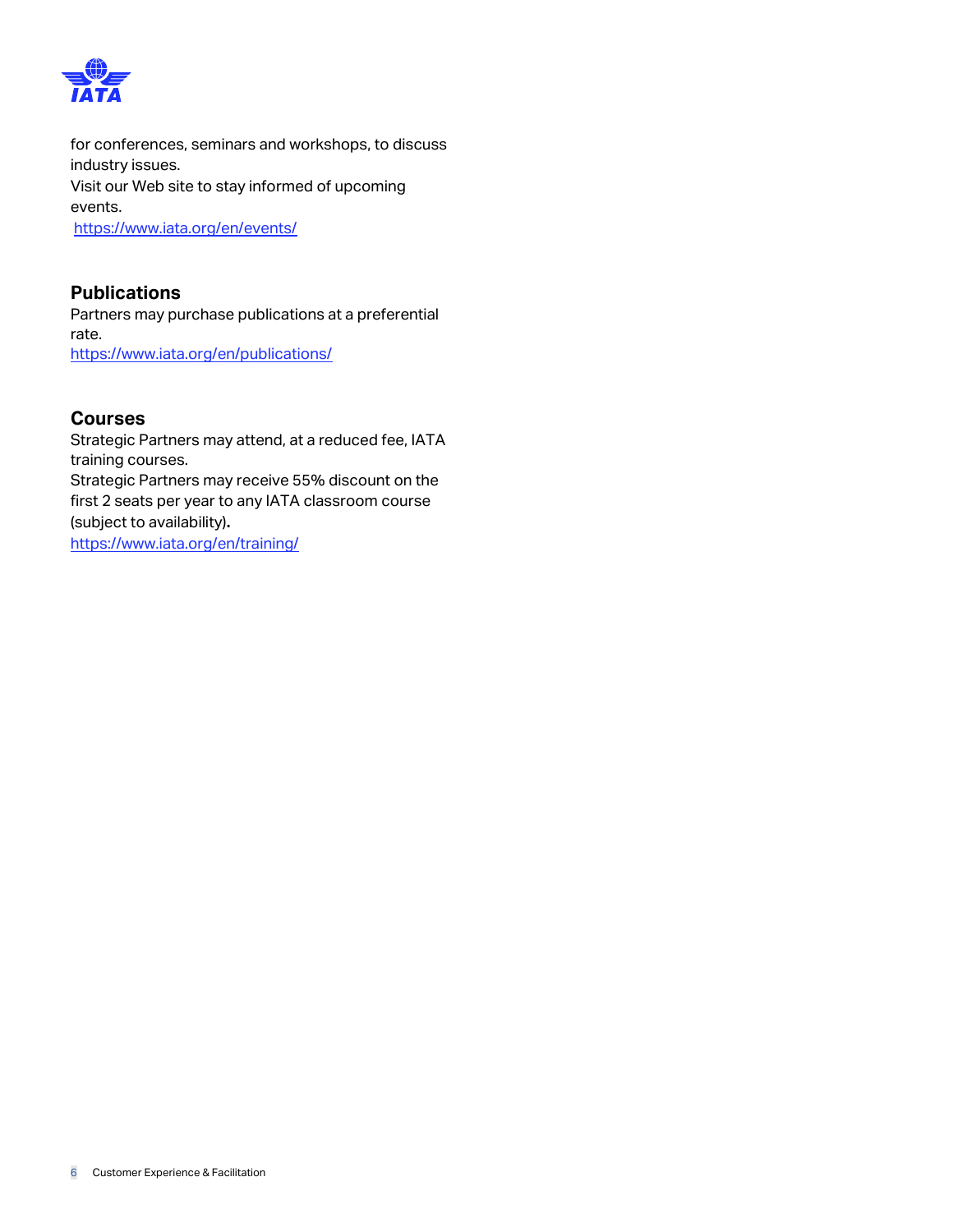for conferences, seminars and workshops, to discuss industry issues.
Visit our Web site to stay informed of upcoming events.
https://www.iata.org/en/events/

## Publications

Partners may purchase publications at a preferential rate.
https://www.iata.org/en/publications/

## Courses

Strategic Partners may attend, at a reduced fee, IATA training courses.
Strategic Partners may receive 55% discount on the first 2 seats per year to any IATA classroom course (subject to availability).
https://www.iata.org/en/training/